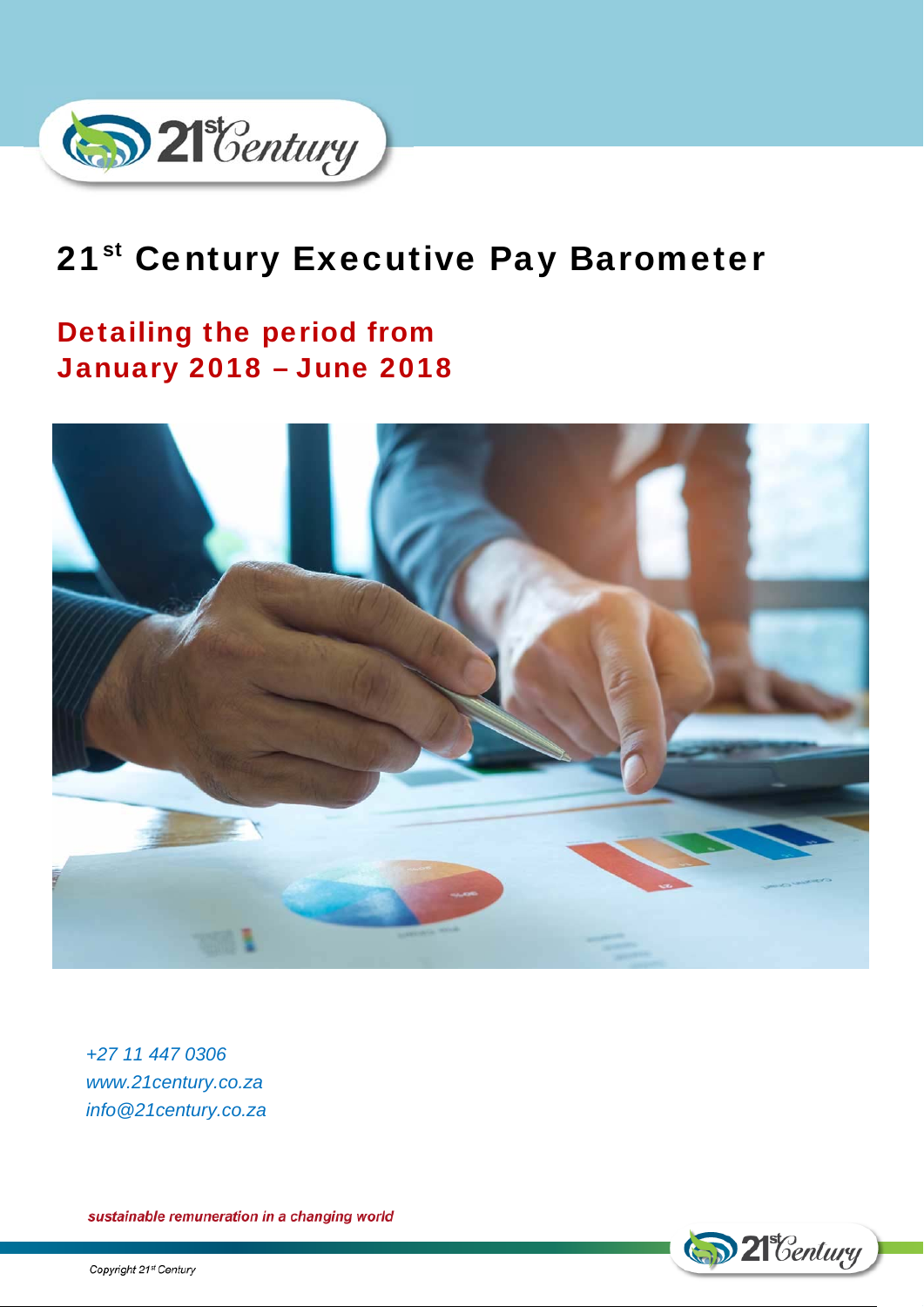# 21st Century Executive Pay Barometer

## Detailing the period from January 2018 – June 2018

*+27 11 447 0306*
*www.21century.co.za*
*info@21century.co.za*

***sustainable remuneration in a changing world***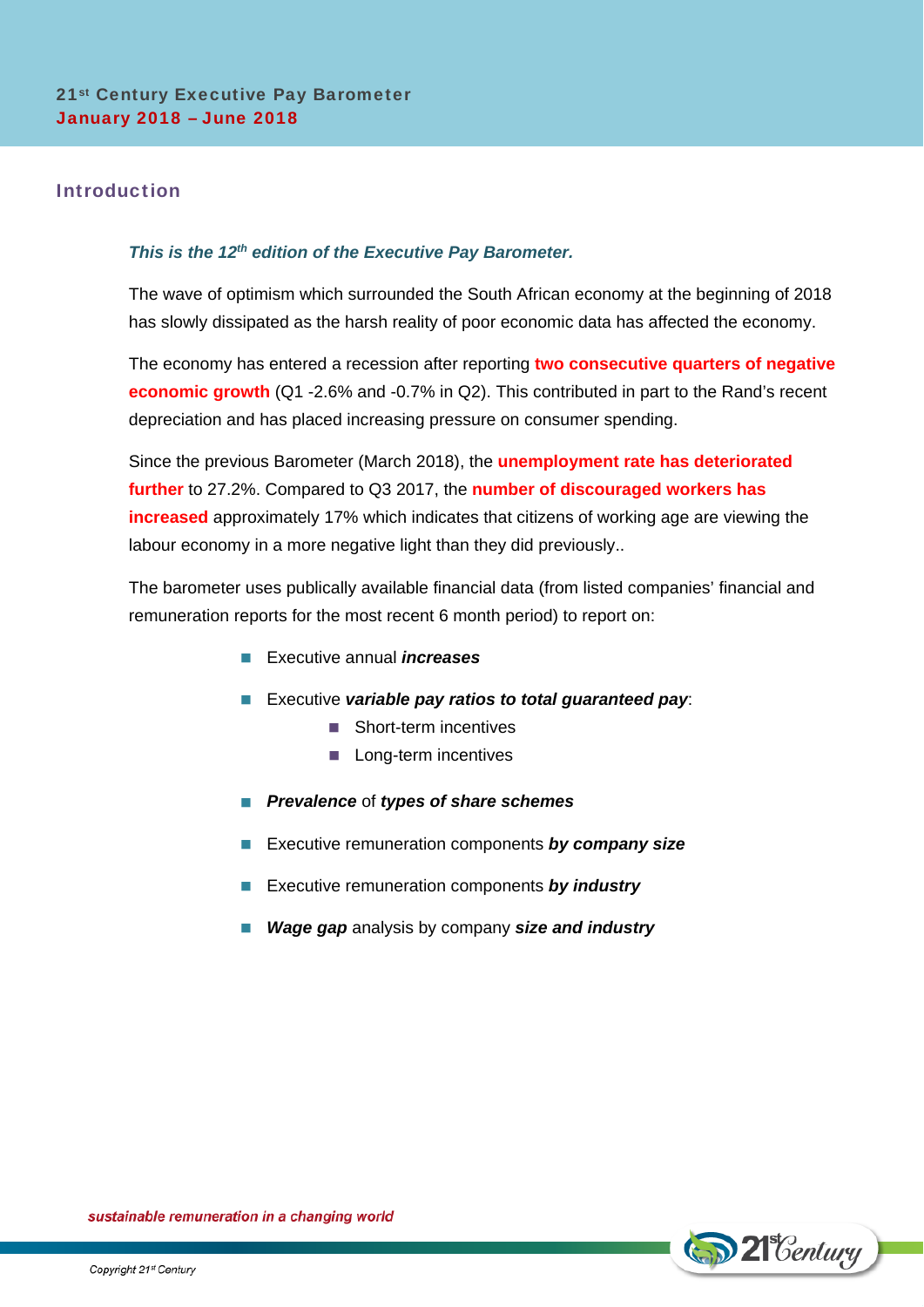## Introduction

***This is the 12th edition of the Executive Pay Barometer.***

The wave of optimism which surrounded the South African economy at the beginning of 2018 has slowly dissipated as the harsh reality of poor economic data has affected the economy.

The economy has entered a recession after reporting **two consecutive quarters of negative economic growth** (Q1 -2.6% and -0.7% in Q2). This contributed in part to the Rand's recent depreciation and has placed increasing pressure on consumer spending.

Since the previous Barometer (March 2018), the **unemployment rate has deteriorated further** to 27.2%. Compared to Q3 2017, the **number of discouraged workers has increased** approximately 17% which indicates that citizens of working age are viewing the labour economy in a more negative light than they did previously..

The barometer uses publically available financial data (from listed companies' financial and remuneration reports for the most recent 6 month period) to report on:

- Executive annual ***increases***
- Executive ***variable pay ratios to total guaranteed pay***:
  - Short-term incentives
  - Long-term incentives
- ***Prevalence*** of ***types of share schemes***
- Executive remuneration components ***by company size***
- Executive remuneration components ***by industry***
- ***Wage gap*** analysis by company ***size and industry***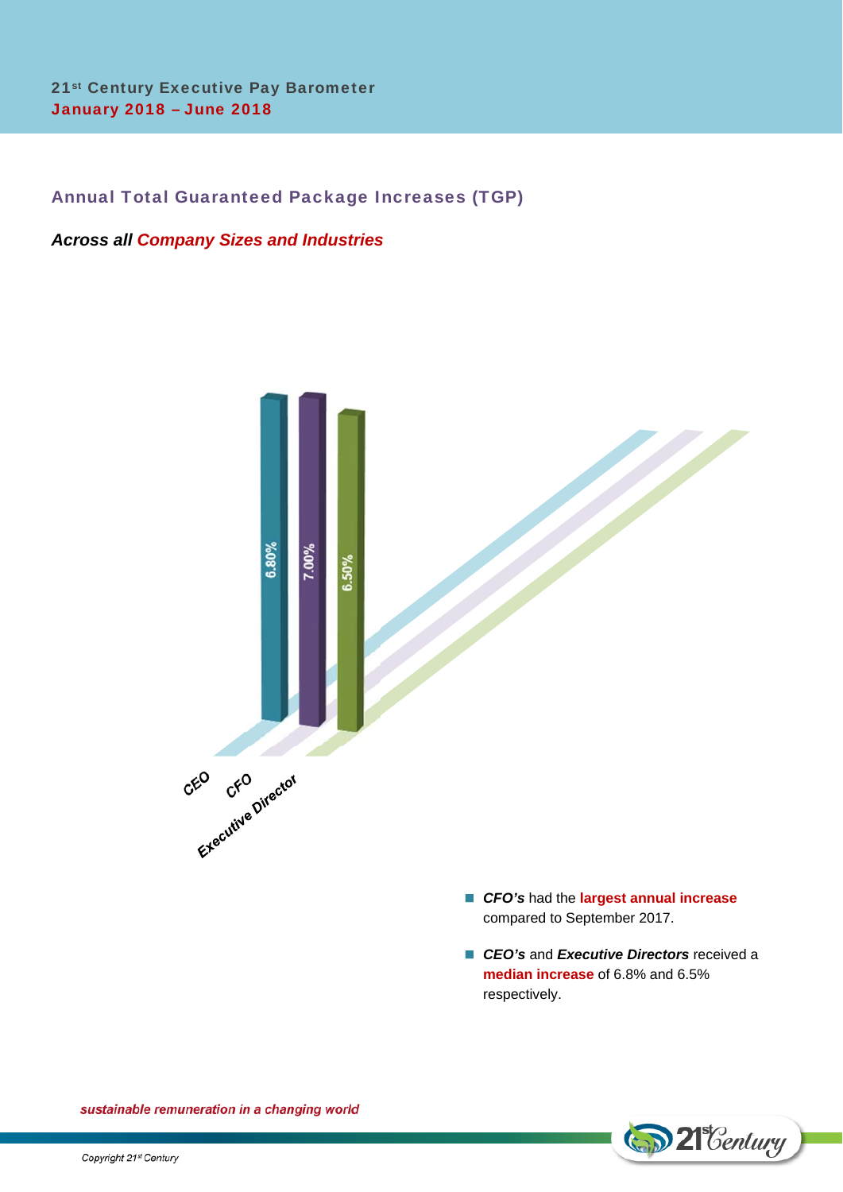21st Century Executive Pay Barometer
January 2018 – June 2018

## Annual Total Guaranteed Package Increases (TGP)

***Across all Company Sizes and Industries***

| | CEO | CFO | Executive Director |
|---|---|---|---|
| Increase | 6.80% | 7.00% | 6.50% |

- ***CFO's*** had the **largest annual increase** compared to September 2017.
- ***CEO's*** and ***Executive Directors*** received a **median increase** of 6.8% and 6.5% respectively.

*sustainable remuneration in a changing world*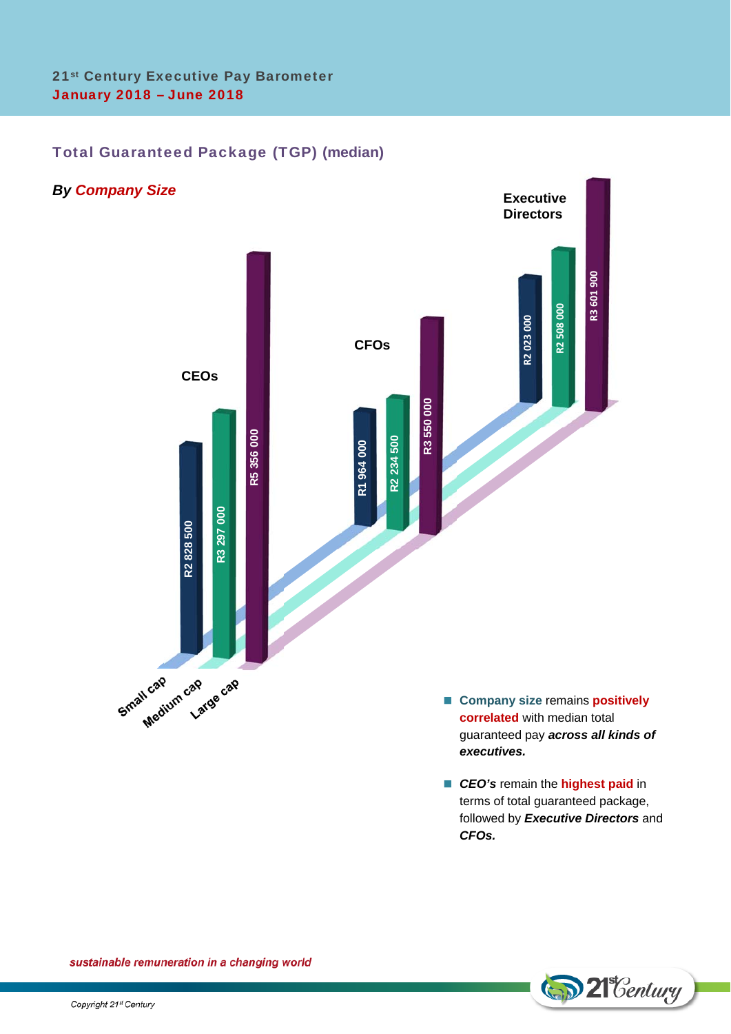## Total Guaranteed Package (TGP) (median)

***By Company Size***

| | Small cap | Medium cap | Large cap |
|---|---|---|---|
| CEOs | R2 828 500 | R3 297 000 | R5 356 000 |
| CFOs | R1 964 000 | R2 234 500 | R3 550 000 |
| Executive Directors | R2 023 000 | R2 508 000 | R3 601 900 |

- **Company size** remains **positively correlated** with median total guaranteed pay ***across all kinds of executives.***

- ***CEO's*** remain the **highest paid** in terms of total guaranteed package, followed by ***Executive Directors*** and ***CFOs.***

*sustainable remuneration in a changing world*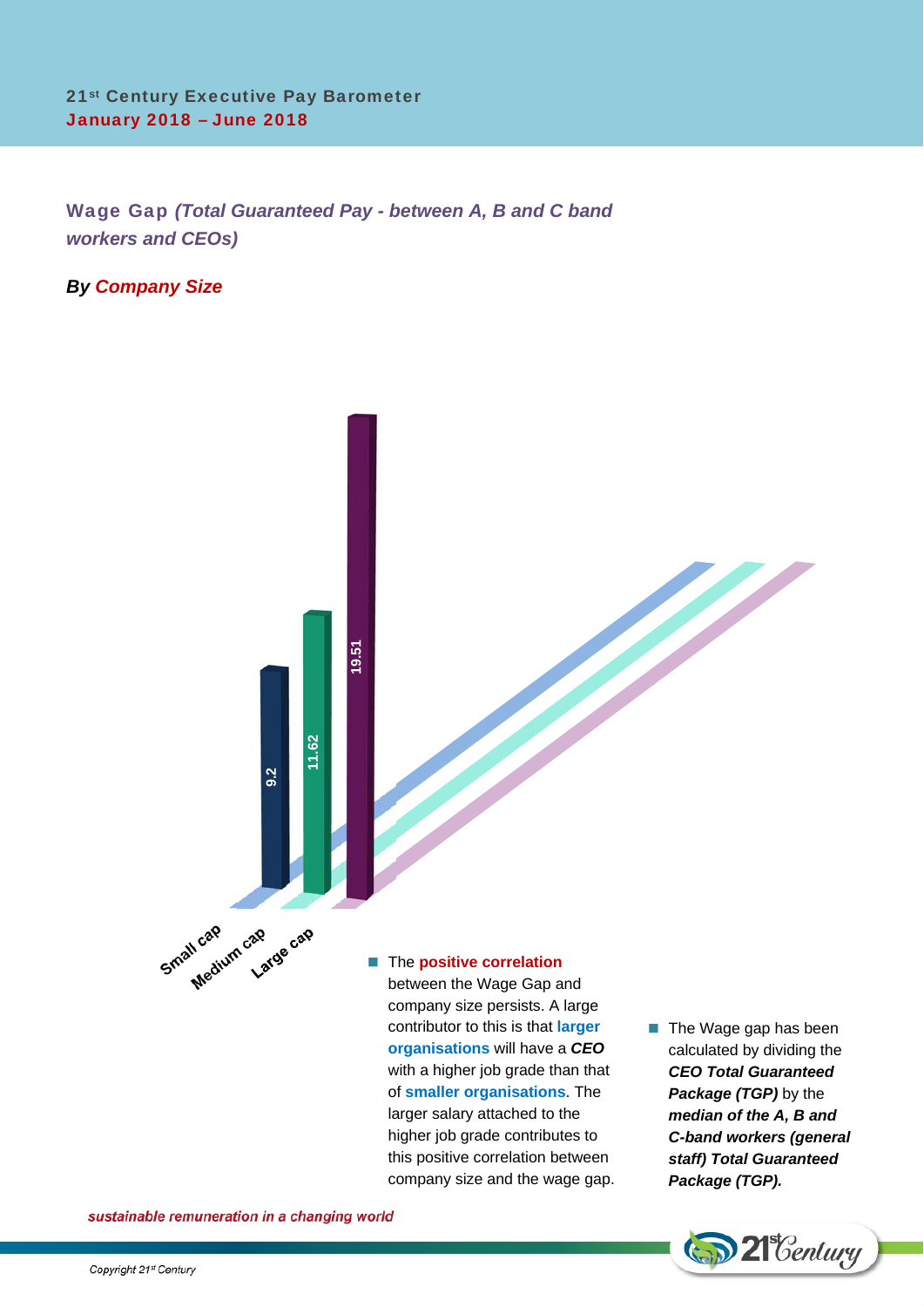## Wage Gap *(Total Guaranteed Pay - between A, B and C band workers and CEOs)*

### *By Company Size*

| Company Size | Wage Gap |
|---|---|
| Small cap | 9.2 |
| Medium cap | 11.62 |
| Large cap | 19.51 |

- The **positive correlation** between the Wage Gap and company size persists. A large contributor to this is that **larger organisations** will have a ***CEO*** with a higher job grade than that of **smaller organisations**. The larger salary attached to the higher job grade contributes to this positive correlation between company size and the wage gap.

- The Wage gap has been calculated by dividing the ***CEO Total Guaranteed Package (TGP)*** by the ***median of the A, B and C-band workers (general staff) Total Guaranteed Package (TGP).***

*sustainable remuneration in a changing world*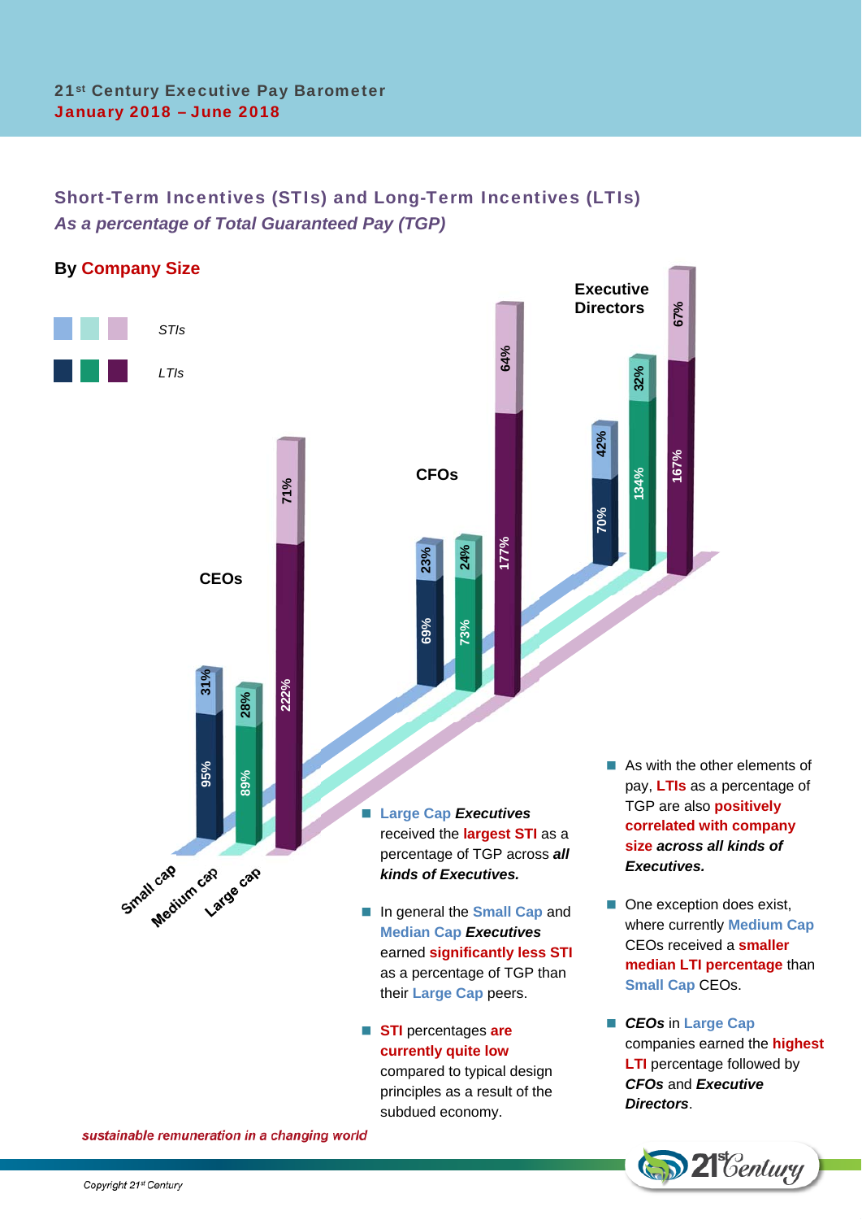21st Century Executive Pay Barometer
**January 2018 – June 2018**

## Short-Term Incentives (STIs) and Long-Term Incentives (LTIs)

### *As a percentage of Total Guaranteed Pay (TGP)*

**By Company Size**

| | STIs (Small cap) | LTIs (Small cap) | STIs (Medium cap) | LTIs (Medium cap) | STIs (Large cap) | LTIs (Large cap) |
|---|---|---|---|---|---|---|
| CEOs | 31% | 95% | 28% | 89% | 71% | 222% |
| CFOs | 23% | 69% | 24% | 73% | 64% | 177% |
| Executive Directors | 42% | 70% | 32% | 134% | 67% | 167% |

- **Large Cap *Executives*** received the **largest STI** as a percentage of TGP across ***all kinds of Executives.***
- In general the **Small Cap** and **Median Cap *Executives*** earned **significantly less STI** as a percentage of TGP than their **Large Cap** peers.
- **STI** percentages **are currently quite low** compared to typical design principles as a result of the subdued economy.
- As with the other elements of pay, **LTIs** as a percentage of TGP are also **positively correlated with company size *across all kinds of Executives.***
- One exception does exist, where currently **Medium Cap** CEOs received a **smaller median LTI percentage** than **Small Cap** CEOs.
- ***CEOs*** in **Large Cap** companies earned the **highest LTI** percentage followed by ***CFOs*** and ***Executive Directors***.

*sustainable remuneration in a changing world*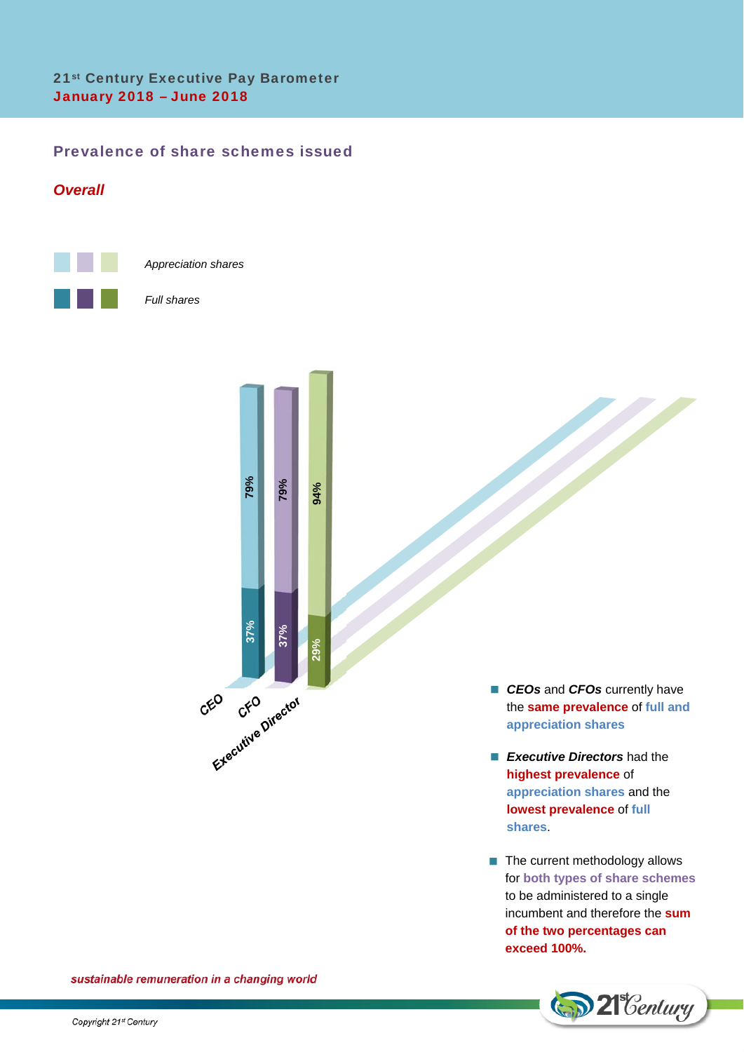## Prevalence of share schemes issued

### *Overall*

*Appreciation shares*

*Full shares*

| | Appreciation shares | Full shares |
|---|---|---|
| CEO | 79% | 37% |
| CFO | 79% | 37% |
| Executive Director | 94% | 29% |

- ***CEOs*** and ***CFOs*** currently have the **same prevalence** of **full and appreciation shares**
- ***Executive Directors*** had the **highest prevalence** of **appreciation shares** and the **lowest prevalence** of **full shares**.
- The current methodology allows for **both types of share schemes** to be administered to a single incumbent and therefore the **sum of the two percentages can exceed 100%.**

*sustainable remuneration in a changing world*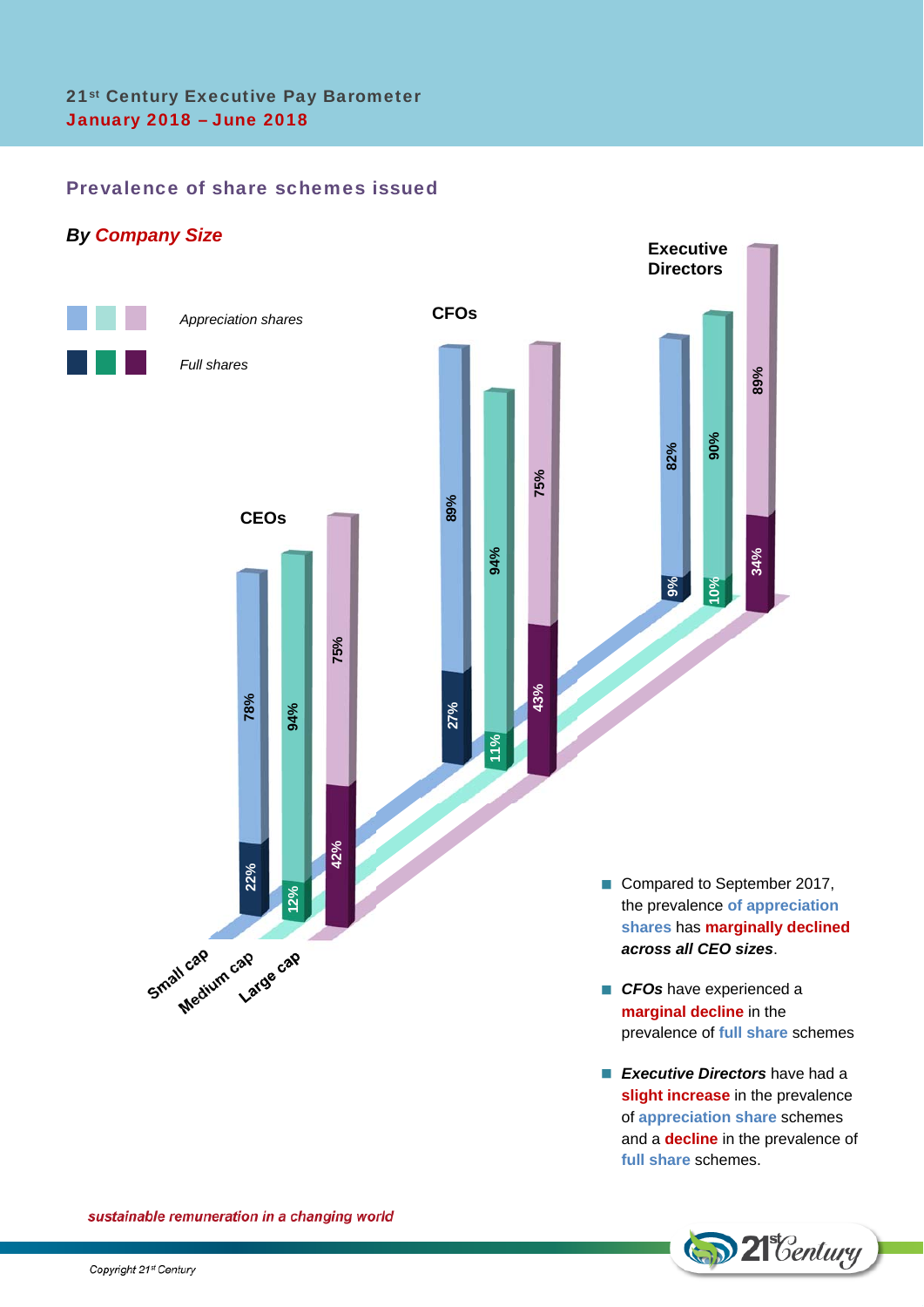## Prevalence of share schemes issued

### *By Company Size*

| | Small cap – Appreciation shares | Small cap – Full shares | Medium cap – Appreciation shares | Medium cap – Full shares | Large cap – Appreciation shares | Large cap – Full shares |
|---|---|---|---|---|---|---|
| CEOs | 78% | 22% | 94% | 12% | 75% | 42% |
| CFOs | 89% | 27% | 94% | 11% | 75% | 43% |
| Executive Directors | 82% | 9% | 90% | 10% | 89% | 34% |

- Compared to September 2017, the prevalence **of appreciation shares** has **marginally declined** ***across all CEO sizes***.
- ***CFOs*** have experienced a **marginal decline** in the prevalence of **full share** schemes
- ***Executive Directors*** have had a **slight increase** in the prevalence of **appreciation share** schemes and a **decline** in the prevalence of **full share** schemes.

*sustainable remuneration in a changing world*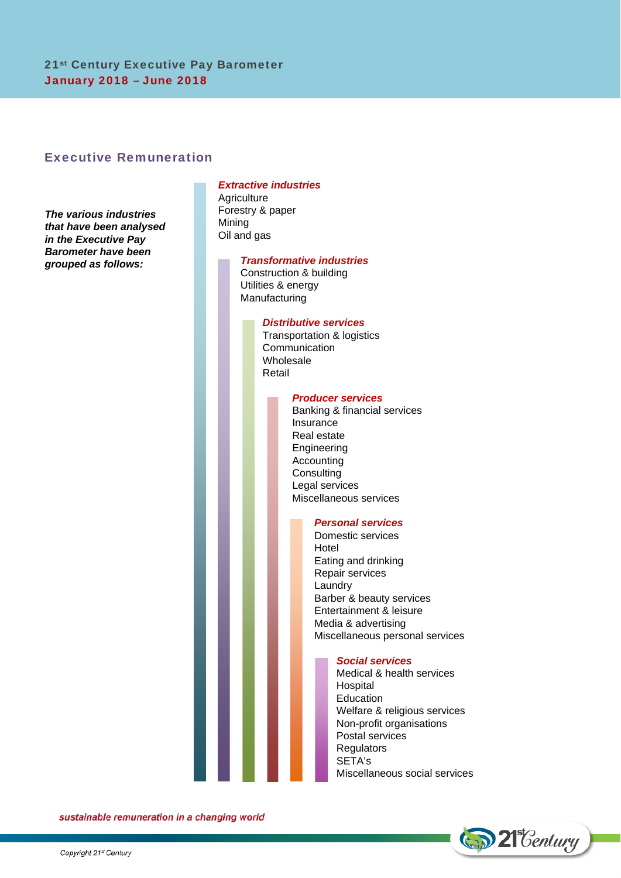## Executive Remuneration

***The various industries that have been analysed in the Executive Pay Barometer have been grouped as follows:***

***Extractive industries***

- Agriculture
- Forestry & paper
- Mining
- Oil and gas

***Transformative industries***

- Construction & building
- Utilities & energy
- Manufacturing

***Distributive services***

- Transportation & logistics
- Communication
- Wholesale
- Retail

***Producer services***

- Banking & financial services
- Insurance
- Real estate
- Engineering
- Accounting
- Consulting
- Legal services
- Miscellaneous services

***Personal services***

- Domestic services
- Hotel
- Eating and drinking
- Repair services
- Laundry
- Barber & beauty services
- Entertainment & leisure
- Media & advertising
- Miscellaneous personal services

***Social services***

- Medical & health services
- Hospital
- Education
- Welfare & religious services
- Non-profit organisations
- Postal services
- Regulators
- SETA's
- Miscellaneous social services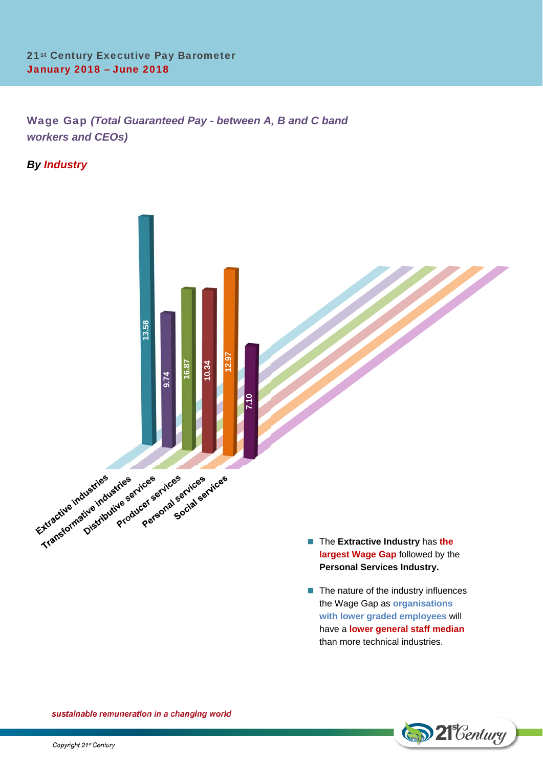## Wage Gap *(Total Guaranteed Pay - between A, B and C band workers and CEOs)*

***By Industry***

| Industry | Wage Gap |
|---|---|
| Extractive industries | 13.58 |
| Transformative industries | 9.74 |
| Distributive services | 16.87 |
| Producer services | 10.34 |
| Personal services | 12.97 |
| Social services | 7.10 |

- The **Extractive Industry** has **the largest Wage Gap** followed by the **Personal Services Industry.**
- The nature of the industry influences the Wage Gap as **organisations with lower graded employees** will have a **lower general staff median** than more technical industries.

*sustainable remuneration in a changing world*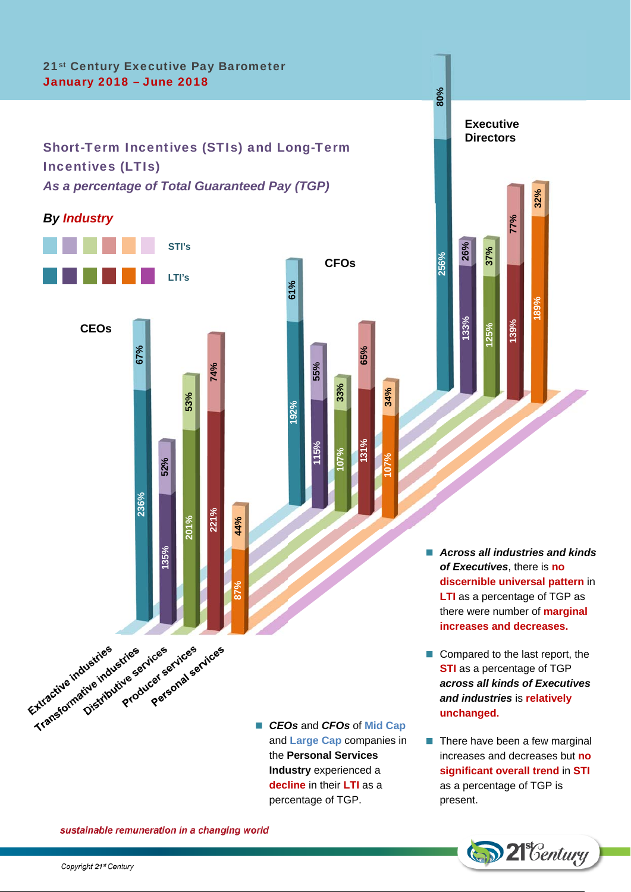21st Century Executive Pay Barometer
January 2018 – June 2018

## Short-Term Incentives (STIs) and Long-Term Incentives (LTIs)

### *As a percentage of Total Guaranteed Pay (TGP)*

**By Industry**

| Industry | CEOs LTI's | CEOs STI's | CFOs LTI's | CFOs STI's | Executive Directors LTI's | Executive Directors STI's |
|---|---|---|---|---|---|---|
| Extractive industries | 236% | 67% | 192% | 61% | 256% | 80% |
| Transformative industries | 135% | 52% | 115% | 55% | 133% | 26% |
| Distributive services | 201% | 53% | 107% | 33% | 125% | 37% |
| Producer services | 221% | 74% | 131% | 65% | 139% | 77% |
| Personal services | 87% | 44% | 107% | 34% | 189% | 32% |

- ***CEOs*** and ***CFOs*** of **Mid Cap** and **Large Cap** companies in the **Personal Services Industry** experienced a **decline** in their **LTI** as a percentage of TGP.

- ***Across all industries and kinds of Executives***, there is **no discernible universal pattern** in **LTI** as a percentage of TGP as there were number of **marginal increases and decreases.**

- Compared to the last report, the **STI** as a percentage of TGP ***across all kinds of Executives and industries*** is **relatively unchanged.**

- There have been a few marginal increases and decreases but **no significant overall trend** in **STI** as a percentage of TGP is present.

*sustainable remuneration in a changing world*

Copyright 21st Century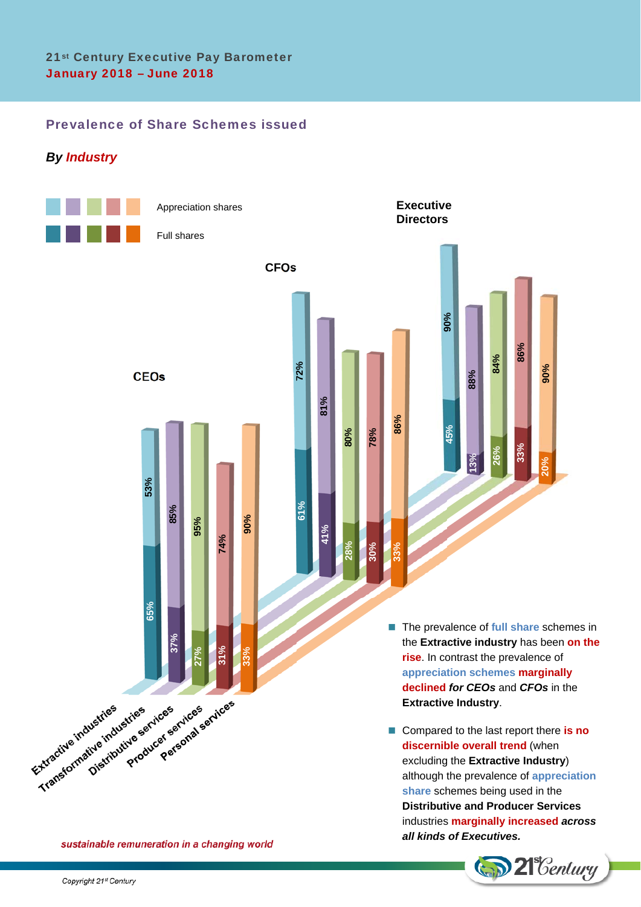21st Century Executive Pay Barometer
January 2018 – June 2018

## Prevalence of Share Schemes issued

### *By Industry*

Legend: Appreciation shares (light colours); Full shares (dark colours)

| | Appreciation shares | Full shares |
|---|---|---|
| **CEOs** | | |
| Extractive industries | 53% | 65% |
| Transformative industries | 85% | 37% |
| Distributive services | 95% | 27% |
| Producer services | 74% | 31% |
| Personal services | 90% | 33% |
| **CFOs** | | |
| Extractive industries | 72% | 61% |
| Transformative industries | 81% | 41% |
| Distributive services | 80% | 28% |
| Producer services | 78% | 30% |
| Personal services | 86% | 33% |
| **Executive Directors** | | |
| Extractive industries | 90% | 45% |
| Transformative industries | 88% | 13% |
| Distributive services | 84% | 26% |
| Producer services | 86% | 33% |
| Personal services | 90% | 20% |

- The prevalence of **full share** schemes in the **Extractive industry** has been **on the rise**. In contrast the prevalence of **appreciation schemes marginally declined** ***for CEOs*** and ***CFOs*** in the **Extractive Industry**.
- Compared to the last report there **is no discernible overall trend** (when excluding the **Extractive Industry**) although the prevalence of **appreciation share** schemes being used in the **Distributive and Producer Services** industries **marginally increased** ***across all kinds of Executives.***

*sustainable remuneration in a changing world*

Copyright 21st Century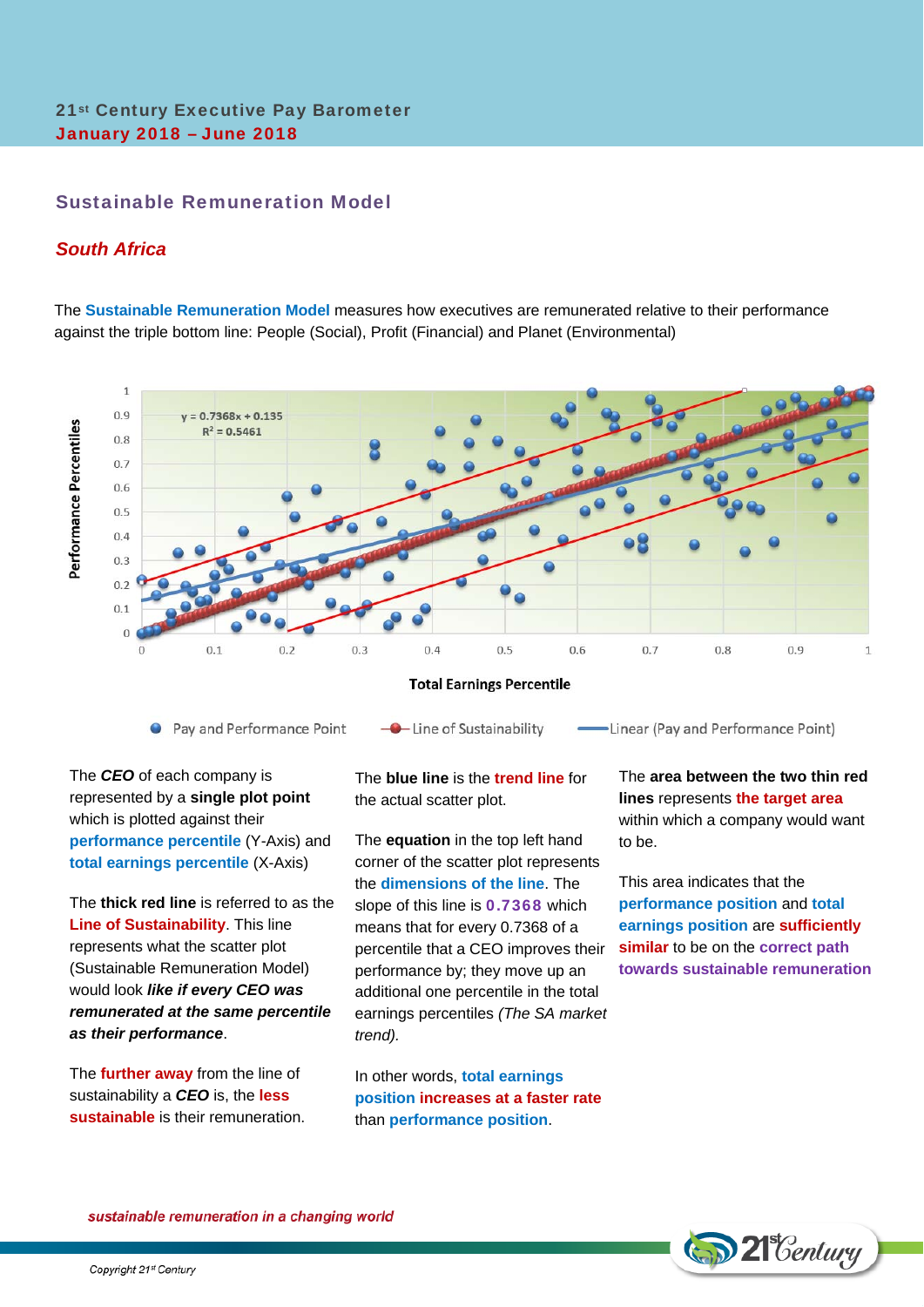## Sustainable Remuneration Model

### *South Africa*

The **Sustainable Remuneration Model** measures how executives are remunerated relative to their performance against the triple bottom line: People (Social), Profit (Financial) and Planet (Environmental)

$y = 0.7368x + 0.135$

$R^2 = 0.5461$

Performance Percentiles

Total Earnings Percentile

Pay and Performance Point — Line of Sustainability — Linear (Pay and Performance Point)

The ***CEO*** of each company is represented by a **single plot point** which is plotted against their **performance percentile** (Y-Axis) and **total earnings percentile** (X-Axis)

The **thick red line** is referred to as the **Line of Sustainability**. This line represents what the scatter plot (Sustainable Remuneration Model) would look ***like if every CEO was remunerated at the same percentile as their performance***.

The **further away** from the line of sustainability a ***CEO*** is, the **less sustainable** is their remuneration.

The **blue line** is the **trend line** for the actual scatter plot.

The **equation** in the top left hand corner of the scatter plot represents the **dimensions of the line**. The slope of this line is **0.7368** which means that for every 0.7368 of a percentile that a CEO improves their performance by; they move up an additional one percentile in the total earnings percentiles *(The SA market trend).*

In other words, **total earnings position increases at a faster rate** than **performance position**.

The **area between the two thin red lines** represents **the target area** within which a company would want to be.

This area indicates that the **performance position** and **total earnings position** are **sufficiently similar** to be on the **correct path towards sustainable remuneration**

*sustainable remuneration in a changing world*

Copyright 21st Century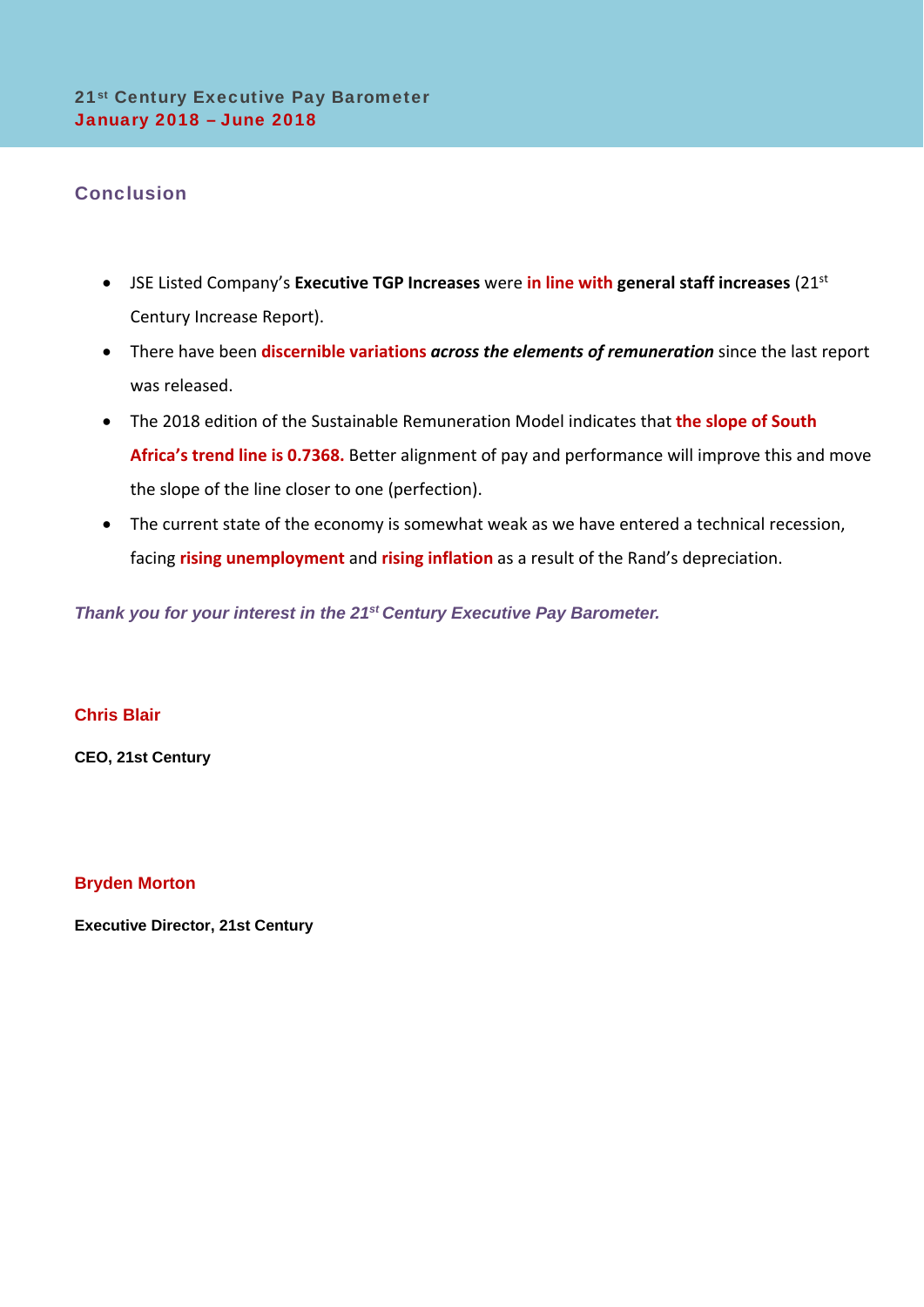## Conclusion

- JSE Listed Company's **Executive TGP Increases** were **in line with** **general staff increases** (21st Century Increase Report).
- There have been **discernible variations** ***across the elements of remuneration*** since the last report was released.
- The 2018 edition of the Sustainable Remuneration Model indicates that **the slope of South Africa's trend line is 0.7368.** Better alignment of pay and performance will improve this and move the slope of the line closer to one (perfection).
- The current state of the economy is somewhat weak as we have entered a technical recession, facing **rising unemployment** and **rising inflation** as a result of the Rand's depreciation.

***Thank you for your interest in the 21st Century Executive Pay Barometer.***

**Chris Blair**

**CEO, 21st Century**

**Bryden Morton**

**Executive Director, 21st Century**